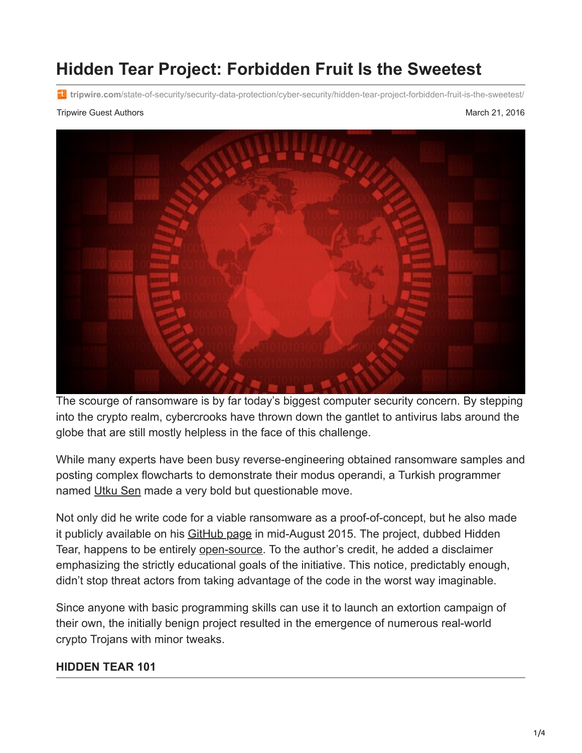# Hidden Tear Project: Forbidden Fruit Is the Sweetest

tripwire.com/state-of-security/security-data-protection/cyber-security/hidden-tear-project-forbidden-fruit-is-the-sweetest/

Tripwire Guest Authors

March 21, 2016

The scourge of ransomware is by far today's biggest computer security concern. By stepping into the crypto realm, cybercrooks have thrown down the gantlet to antivirus labs around the globe that are still mostly helpless in the face of this challenge.

While many experts have been busy reverse-engineering obtained ransomware samples and posting complex flowcharts to demonstrate their modus operandi, a Turkish programmer named Utku Sen made a very bold but questionable move.

Not only did he write code for a viable ransomware as a proof-of-concept, but he also made it publicly available on his GitHub page in mid-August 2015. The project, dubbed Hidden Tear, happens to be entirely open-source. To the author's credit, he added a disclaimer emphasizing the strictly educational goals of the initiative. This notice, predictably enough, didn't stop threat actors from taking advantage of the code in the worst way imaginable.

Since anyone with basic programming skills can use it to launch an extortion campaign of their own, the initially benign project resulted in the emergence of numerous real-world crypto Trojans with minor tweaks.

## HIDDEN TEAR 101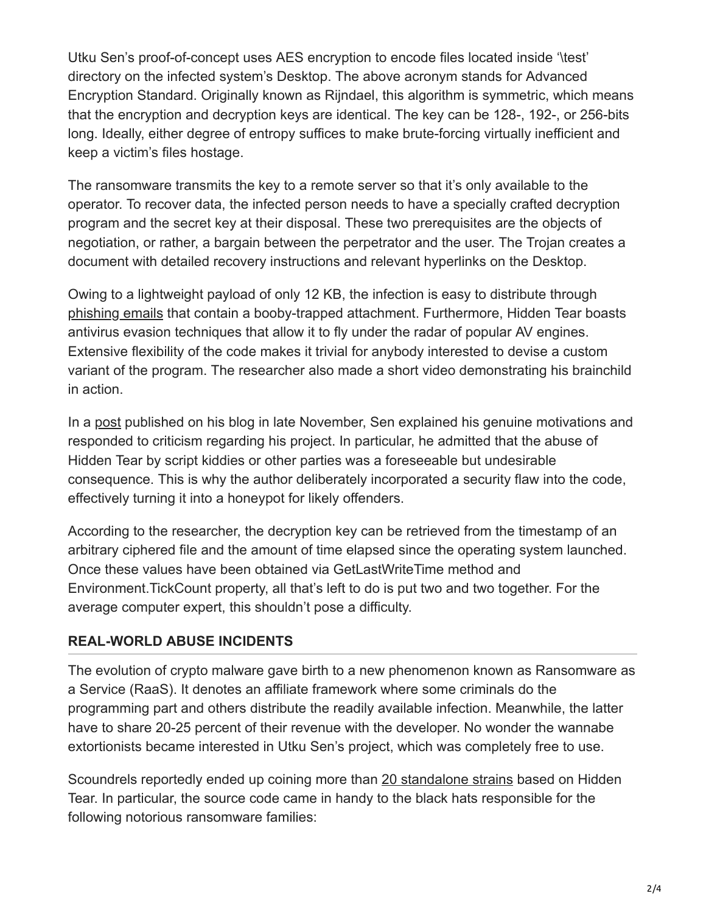Utku Sen's proof-of-concept uses AES encryption to encode files located inside '\test' directory on the infected system's Desktop. The above acronym stands for Advanced Encryption Standard. Originally known as Rijndael, this algorithm is symmetric, which means that the encryption and decryption keys are identical. The key can be 128-, 192-, or 256-bits long. Ideally, either degree of entropy suffices to make brute-forcing virtually inefficient and keep a victim's files hostage.

The ransomware transmits the key to a remote server so that it's only available to the operator. To recover data, the infected person needs to have a specially crafted decryption program and the secret key at their disposal. These two prerequisites are the objects of negotiation, or rather, a bargain between the perpetrator and the user. The Trojan creates a document with detailed recovery instructions and relevant hyperlinks on the Desktop.

Owing to a lightweight payload of only 12 KB, the infection is easy to distribute through phishing emails that contain a booby-trapped attachment. Furthermore, Hidden Tear boasts antivirus evasion techniques that allow it to fly under the radar of popular AV engines. Extensive flexibility of the code makes it trivial for anybody interested to devise a custom variant of the program. The researcher also made a short video demonstrating his brainchild in action.

In a post published on his blog in late November, Sen explained his genuine motivations and responded to criticism regarding his project. In particular, he admitted that the abuse of Hidden Tear by script kiddies or other parties was a foreseeable but undesirable consequence. This is why the author deliberately incorporated a security flaw into the code, effectively turning it into a honeypot for likely offenders.

According to the researcher, the decryption key can be retrieved from the timestamp of an arbitrary ciphered file and the amount of time elapsed since the operating system launched. Once these values have been obtained via GetLastWriteTime method and Environment.TickCount property, all that's left to do is put two and two together. For the average computer expert, this shouldn't pose a difficulty.

## REAL-WORLD ABUSE INCIDENTS

The evolution of crypto malware gave birth to a new phenomenon known as Ransomware as a Service (RaaS). It denotes an affiliate framework where some criminals do the programming part and others distribute the readily available infection. Meanwhile, the latter have to share 20-25 percent of their revenue with the developer. No wonder the wannabe extortionists became interested in Utku Sen's project, which was completely free to use.

Scoundrels reportedly ended up coining more than 20 standalone strains based on Hidden Tear. In particular, the source code came in handy to the black hats responsible for the following notorious ransomware families: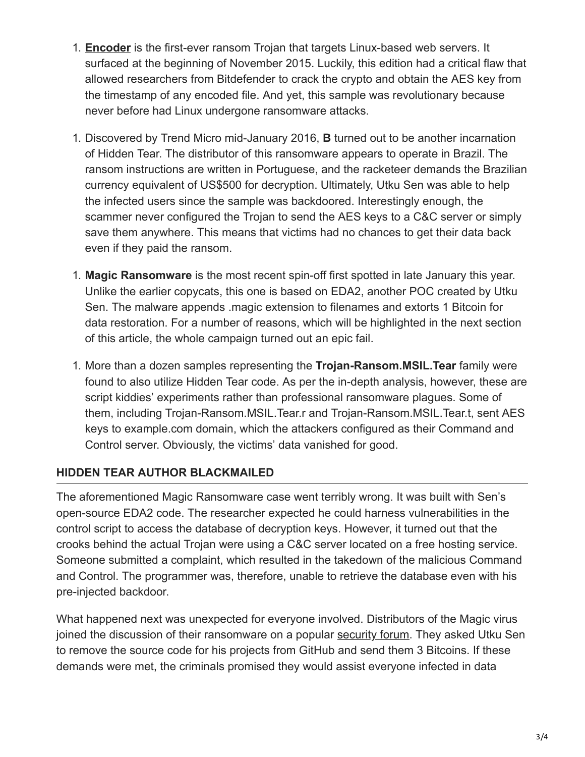1. **Encoder** is the first-ever ransom Trojan that targets Linux-based web servers. It surfaced at the beginning of November 2015. Luckily, this edition had a critical flaw that allowed researchers from Bitdefender to crack the crypto and obtain the AES key from the timestamp of any encoded file. And yet, this sample was revolutionary because never before had Linux undergone ransomware attacks.

1. Discovered by Trend Micro mid-January 2016, **B** turned out to be another incarnation of Hidden Tear. The distributor of this ransomware appears to operate in Brazil. The ransom instructions are written in Portuguese, and the racketeer demands the Brazilian currency equivalent of US$500 for decryption. Ultimately, Utku Sen was able to help the infected users since the sample was backdoored. Interestingly enough, the scammer never configured the Trojan to send the AES keys to a C&C server or simply save them anywhere. This means that victims had no chances to get their data back even if they paid the ransom.

1. **Magic Ransomware** is the most recent spin-off first spotted in late January this year. Unlike the earlier copycats, this one is based on EDA2, another POC created by Utku Sen. The malware appends .magic extension to filenames and extorts 1 Bitcoin for data restoration. For a number of reasons, which will be highlighted in the next section of this article, the whole campaign turned out an epic fail.

1. More than a dozen samples representing the **Trojan-Ransom.MSIL.Tear** family were found to also utilize Hidden Tear code. As per the in-depth analysis, however, these are script kiddies' experiments rather than professional ransomware plagues. Some of them, including Trojan-Ransom.MSIL.Tear.r and Trojan-Ransom.MSIL.Tear.t, sent AES keys to example.com domain, which the attackers configured as their Command and Control server. Obviously, the victims' data vanished for good.

## HIDDEN TEAR AUTHOR BLACKMAILED

The aforementioned Magic Ransomware case went terribly wrong. It was built with Sen's open-source EDA2 code. The researcher expected he could harness vulnerabilities in the control script to access the database of decryption keys. However, it turned out that the crooks behind the actual Trojan were using a C&C server located on a free hosting service. Someone submitted a complaint, which resulted in the takedown of the malicious Command and Control. The programmer was, therefore, unable to retrieve the database even with his pre-injected backdoor.

What happened next was unexpected for everyone involved. Distributors of the Magic virus joined the discussion of their ransomware on a popular security forum. They asked Utku Sen to remove the source code for his projects from GitHub and send them 3 Bitcoins. If these demands were met, the criminals promised they would assist everyone infected in data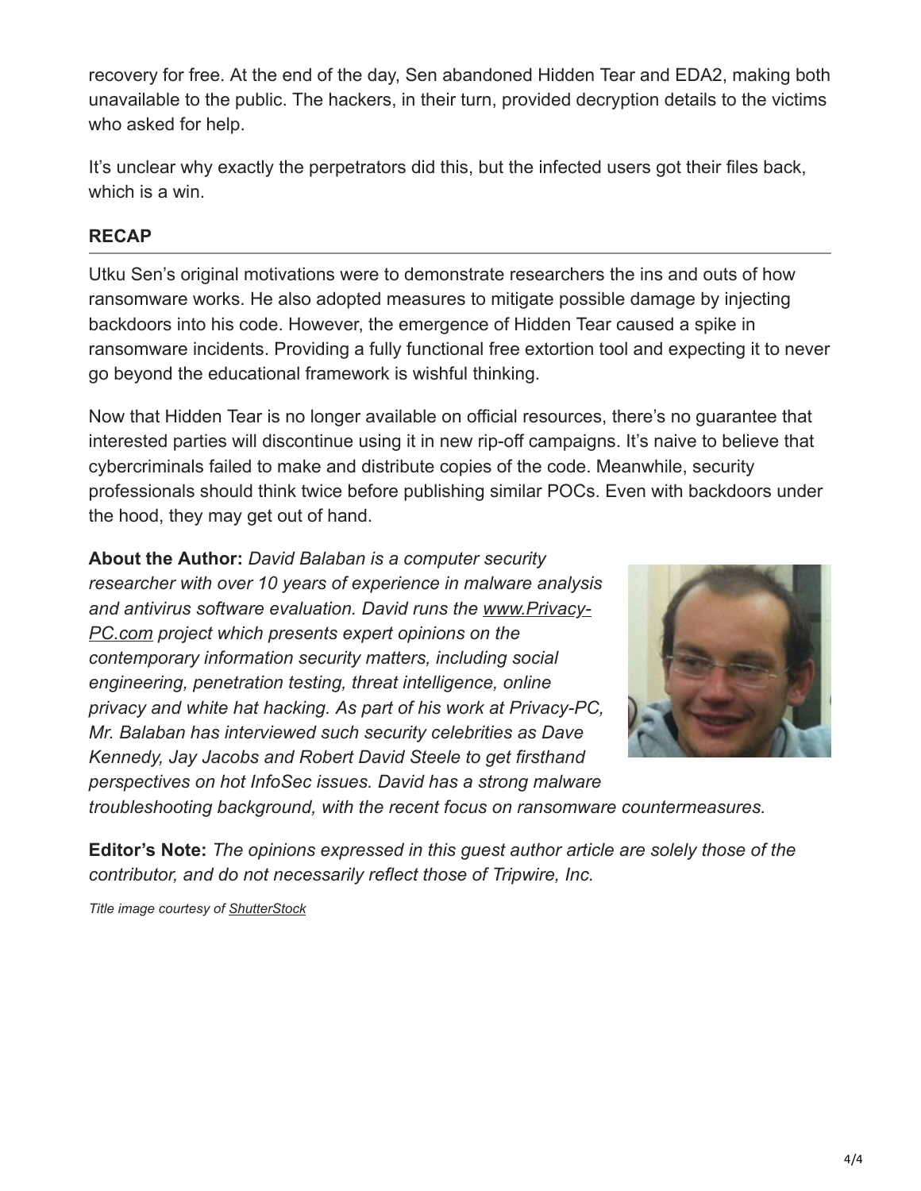recovery for free. At the end of the day, Sen abandoned Hidden Tear and EDA2, making both unavailable to the public. The hackers, in their turn, provided decryption details to the victims who asked for help.

It's unclear why exactly the perpetrators did this, but the infected users got their files back, which is a win.

## RECAP

Utku Sen's original motivations were to demonstrate researchers the ins and outs of how ransomware works. He also adopted measures to mitigate possible damage by injecting backdoors into his code. However, the emergence of Hidden Tear caused a spike in ransomware incidents. Providing a fully functional free extortion tool and expecting it to never go beyond the educational framework is wishful thinking.

Now that Hidden Tear is no longer available on official resources, there's no guarantee that interested parties will discontinue using it in new rip-off campaigns. It's naive to believe that cybercriminals failed to make and distribute copies of the code. Meanwhile, security professionals should think twice before publishing similar POCs. Even with backdoors under the hood, they may get out of hand.

**About the Author:** *David Balaban is a computer security researcher with over 10 years of experience in malware analysis and antivirus software evaluation. David runs the [www.Privacy-PC.com](http://www.Privacy-PC.com) project which presents expert opinions on the contemporary information security matters, including social engineering, penetration testing, threat intelligence, online privacy and white hat hacking. As part of his work at Privacy-PC, Mr. Balaban has interviewed such security celebrities as Dave Kennedy, Jay Jacobs and Robert David Steele to get firsthand perspectives on hot InfoSec issues. David has a strong malware troubleshooting background, with the recent focus on ransomware countermeasures.*

**Editor's Note:** *The opinions expressed in this guest author article are solely those of the contributor, and do not necessarily reflect those of Tripwire, Inc.*

*Title image courtesy of [ShutterStock](https://www.shutterstock.com)*